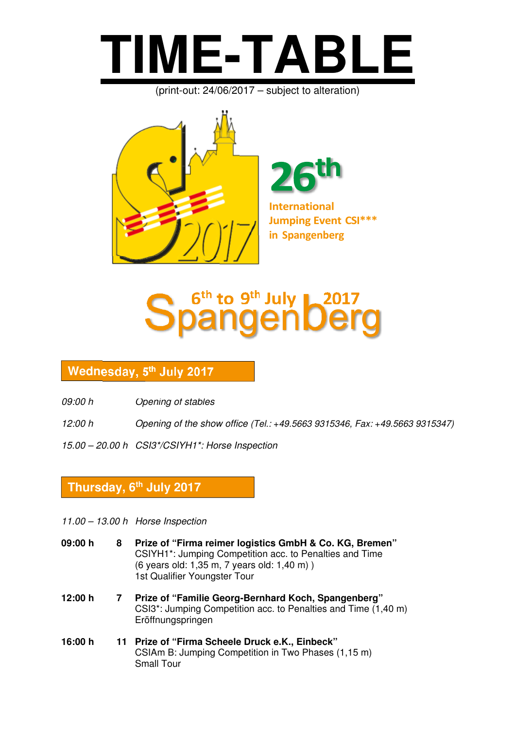# TIME-TABLE

(print-out: 24/06/2017 – subject to alteration)

26th

International Jumping Event CSI*** in Spangenberg

6th to 9th July 2017

Spangenberg

## Wednesday, 5th July 2017

| | |
|---|---|
| *09:00 h* | *Opening of stables* |
| *12:00 h* | *Opening of the show office (Tel.: +49.5663 9315346, Fax: +49.5663 9315347)* |
| *15.00 – 20.00 h* | *CSI3*/CSIYH1*: Horse Inspection* |

## Thursday, 6th July 2017

*11.00 – 13.00 h* *Horse Inspection*

**09:00 h** **8** **Prize of "Firma reimer logistics GmbH & Co. KG, Bremen"**
CSIYH1*: Jumping Competition acc. to Penalties and Time
(6 years old: 1,35 m, 7 years old: 1,40 m) )
1st Qualifier Youngster Tour

**12:00 h** **7** **Prize of "Familie Georg-Bernhard Koch, Spangenberg"**
CSI3*: Jumping Competition acc. to Penalties and Time (1,40 m)
Eröffnungspringen

**16:00 h** **11** **Prize of "Firma Scheele Druck e.K., Einbeck"**
CSIAm B: Jumping Competition in Two Phases (1,15 m)
Small Tour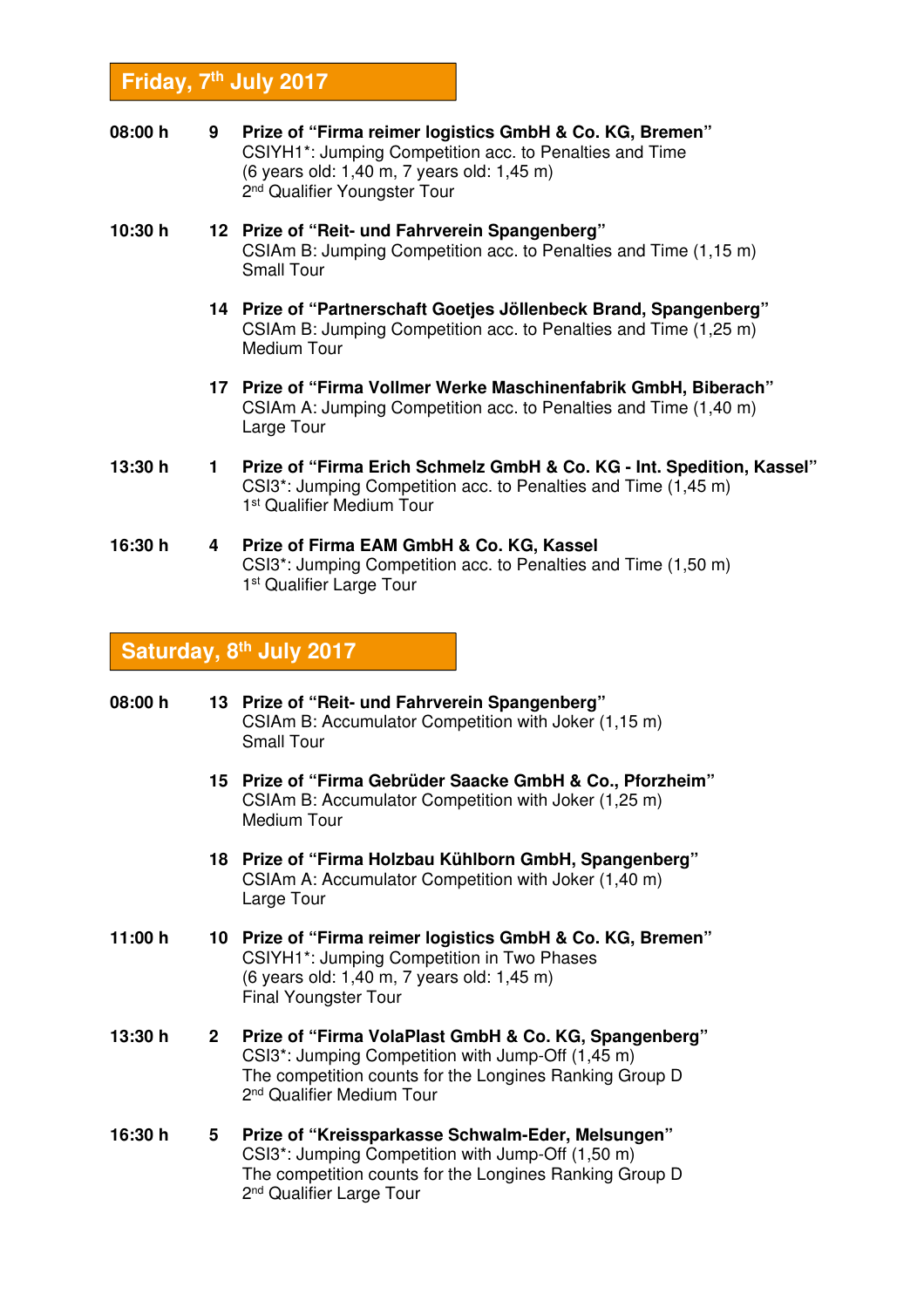## Friday, 7th July 2017

**08:00 h** **9** **Prize of "Firma reimer logistics GmbH & Co. KG, Bremen"**
CSIYH1*: Jumping Competition acc. to Penalties and Time
(6 years old: 1,40 m, 7 years old: 1,45 m)
2nd Qualifier Youngster Tour

**10:30 h** **12** **Prize of "Reit- und Fahrverein Spangenberg"**
CSIAm B: Jumping Competition acc. to Penalties and Time (1,15 m)
Small Tour

**14** **Prize of "Partnerschaft Goetjes Jöllenbeck Brand, Spangenberg"**
CSIAm B: Jumping Competition acc. to Penalties and Time (1,25 m)
Medium Tour

**17** **Prize of "Firma Vollmer Werke Maschinenfabrik GmbH, Biberach"**
CSIAm A: Jumping Competition acc. to Penalties and Time (1,40 m)
Large Tour

**13:30 h** **1** **Prize of "Firma Erich Schmelz GmbH & Co. KG - Int. Spedition, Kassel"**
CSI3*: Jumping Competition acc. to Penalties and Time (1,45 m)
1st Qualifier Medium Tour

**16:30 h** **4** **Prize of Firma EAM GmbH & Co. KG, Kassel**
CSI3*: Jumping Competition acc. to Penalties and Time (1,50 m)
1st Qualifier Large Tour

## Saturday, 8th July 2017

**08:00 h** **13** **Prize of "Reit- und Fahrverein Spangenberg"**
CSIAm B: Accumulator Competition with Joker (1,15 m)
Small Tour

**15** **Prize of "Firma Gebrüder Saacke GmbH & Co., Pforzheim"**
CSIAm B: Accumulator Competition with Joker (1,25 m)
Medium Tour

**18** **Prize of "Firma Holzbau Kühlborn GmbH, Spangenberg"**
CSIAm A: Accumulator Competition with Joker (1,40 m)
Large Tour

**11:00 h** **10** **Prize of "Firma reimer logistics GmbH & Co. KG, Bremen"**
CSIYH1*: Jumping Competition in Two Phases
(6 years old: 1,40 m, 7 years old: 1,45 m)
Final Youngster Tour

**13:30 h** **2** **Prize of "Firma VolaPlast GmbH & Co. KG, Spangenberg"**
CSI3*: Jumping Competition with Jump-Off (1,45 m)
The competition counts for the Longines Ranking Group D
2nd Qualifier Medium Tour

**16:30 h** **5** **Prize of "Kreissparkasse Schwalm-Eder, Melsungen"**
CSI3*: Jumping Competition with Jump-Off (1,50 m)
The competition counts for the Longines Ranking Group D
2nd Qualifier Large Tour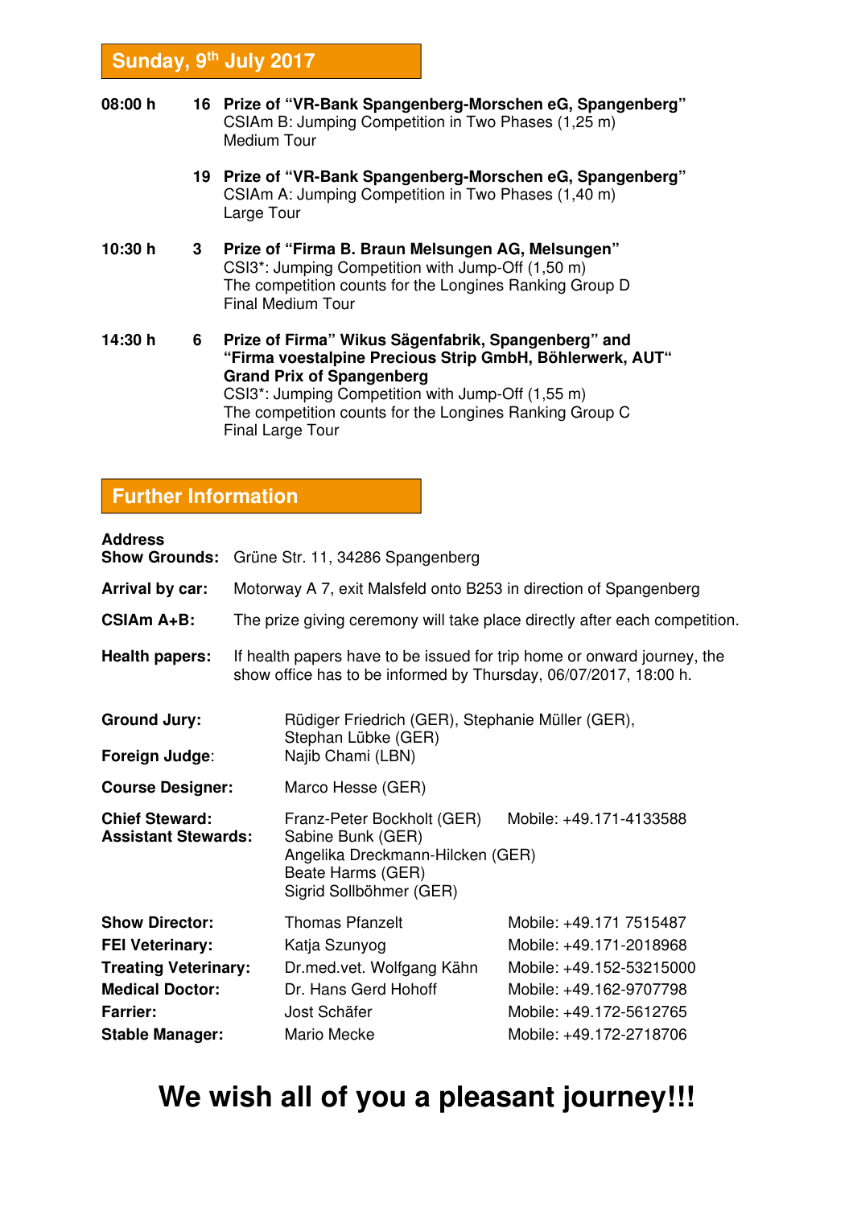## Sunday, 9th July 2017

**08:00 h**

**16 Prize of "VR-Bank Spangenberg-Morschen eG, Spangenberg"**
CSIAm B: Jumping Competition in Two Phases (1,25 m)
Medium Tour

**19 Prize of "VR-Bank Spangenberg-Morschen eG, Spangenberg"**
CSIAm A: Jumping Competition in Two Phases (1,40 m)
Large Tour

**10:30 h**

**3 Prize of "Firma B. Braun Melsungen AG, Melsungen"**
CSI3*: Jumping Competition with Jump-Off (1,50 m)
The competition counts for the Longines Ranking Group D
Final Medium Tour

**14:30 h**

**6 Prize of Firma" Wikus Sägenfabrik, Spangenberg" and "Firma voestalpine Precious Strip GmbH, Böhlerwerk, AUT" Grand Prix of Spangenberg**
CSI3*: Jumping Competition with Jump-Off (1,55 m)
The competition counts for the Longines Ranking Group C
Final Large Tour

## Further Information

**Address Show Grounds:** Grüne Str. 11, 34286 Spangenberg

**Arrival by car:** Motorway A 7, exit Malsfeld onto B253 in direction of Spangenberg

**CSIAm A+B:** The prize giving ceremony will take place directly after each competition.

**Health papers:** If health papers have to be issued for trip home or onward journey, the show office has to be informed by Thursday, 06/07/2017, 18:00 h.

**Ground Jury:** Rüdiger Friedrich (GER), Stephanie Müller (GER), Stephan Lübke (GER)

**Foreign Judge:** Najib Chami (LBN)

**Course Designer:** Marco Hesse (GER)

**Chief Steward:** Franz-Peter Bockholt (GER) Mobile: +49.171-4133588

**Assistant Stewards:** Sabine Bunk (GER)
Angelika Dreckmann-Hilcken (GER)
Beate Harms (GER)
Sigrid Sollböhmer (GER)

| | | |
|---|---|---|
| **Show Director:** | Thomas Pfanzelt | Mobile: +49.171 7515487 |
| **FEI Veterinary:** | Katja Szunyog | Mobile: +49.171-2018968 |
| **Treating Veterinary:** | Dr.med.vet. Wolfgang Kähn | Mobile: +49.152-53215000 |
| **Medical Doctor:** | Dr. Hans Gerd Hohoff | Mobile: +49.162-9707798 |
| **Farrier:** | Jost Schäfer | Mobile: +49.172-5612765 |
| **Stable Manager:** | Mario Mecke | Mobile: +49.172-2718706 |

# We wish all of you a pleasant journey!!!